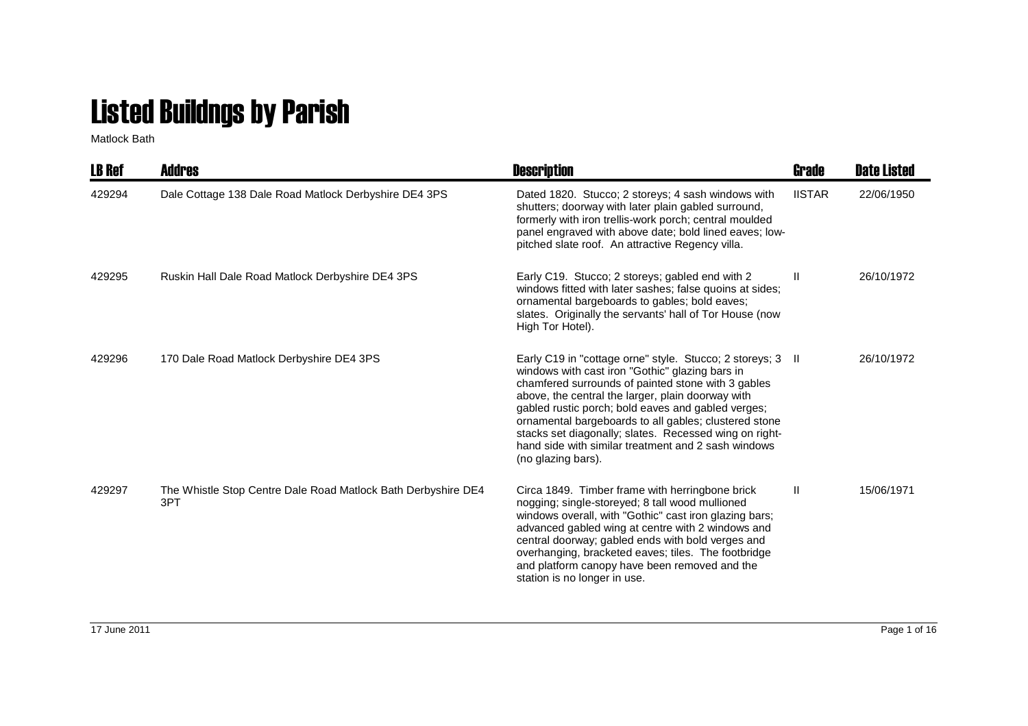# Listed Buildngs by Parish

Matlock Bath

| LB Ref | Addres | Description | Grade | Date Listed |
|---|---|---|---|---|
| 429294 | Dale Cottage 138 Dale Road Matlock Derbyshire DE4 3PS | Dated 1820. Stucco; 2 storeys; 4 sash windows with shutters; doorway with later plain gabled surround, formerly with iron trellis-work porch; central moulded panel engraved with above date; bold lined eaves; low-pitched slate roof. An attractive Regency villa. | IISTAR | 22/06/1950 |
| 429295 | Ruskin Hall Dale Road Matlock Derbyshire DE4 3PS | Early C19. Stucco; 2 storeys; gabled end with 2 windows fitted with later sashes; false quoins at sides; ornamental bargeboards to gables; bold eaves; slates. Originally the servants' hall of Tor House (now High Tor Hotel). | II | 26/10/1972 |
| 429296 | 170 Dale Road Matlock Derbyshire DE4 3PS | Early C19 in "cottage orne" style. Stucco; 2 storeys; 3 windows with cast iron "Gothic" glazing bars in chamfered surrounds of painted stone with 3 gables above, the central the larger, plain doorway with gabled rustic porch; bold eaves and gabled verges; ornamental bargeboards to all gables; clustered stone stacks set diagonally; slates. Recessed wing on right-hand side with similar treatment and 2 sash windows (no glazing bars). | II | 26/10/1972 |
| 429297 | The Whistle Stop Centre Dale Road Matlock Bath Derbyshire DE4 3PT | Circa 1849. Timber frame with herringbone brick nogging; single-storeyed; 8 tall wood mullioned windows overall, with "Gothic" cast iron glazing bars; advanced gabled wing at centre with 2 windows and central doorway; gabled ends with bold verges and overhanging, bracketed eaves; tiles. The footbridge and platform canopy have been removed and the station is no longer in use. | II | 15/06/1971 |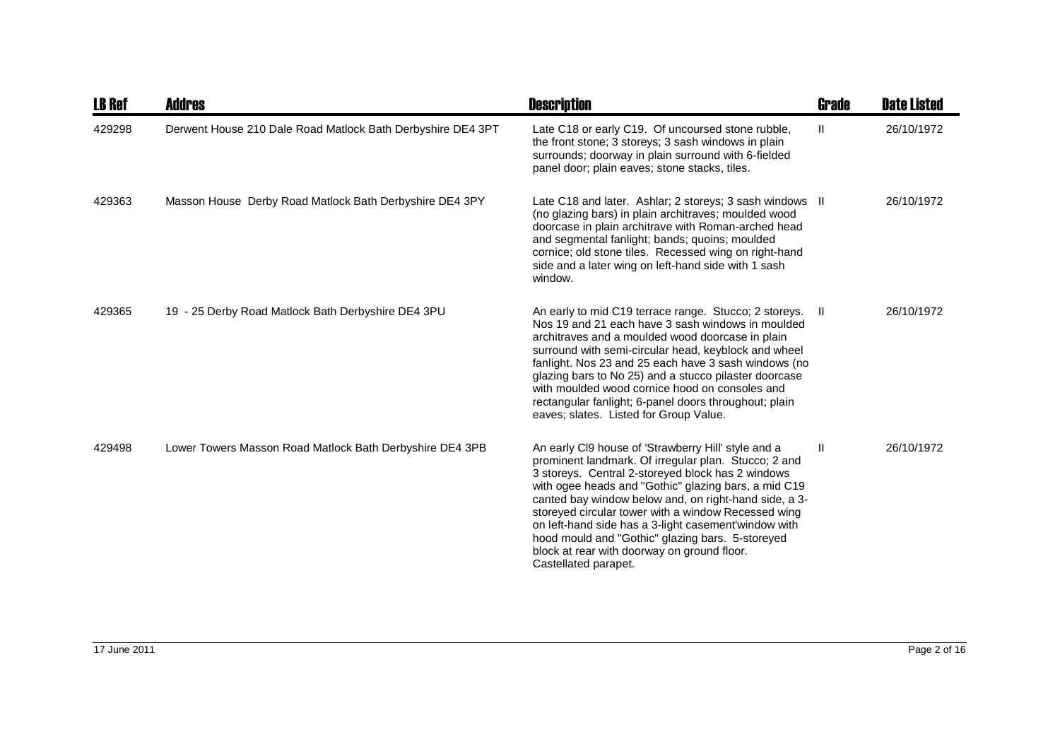| LB Ref | Addres | Description | Grade | Date Listed |
|---|---|---|---|---|
| 429298 | Derwent House 210 Dale Road Matlock Bath Derbyshire DE4 3PT | Late C18 or early C19. Of uncoursed stone rubble, the front stone; 3 storeys; 3 sash windows in plain surrounds; doorway in plain surround with 6-fielded panel door; plain eaves; stone stacks, tiles. | II | 26/10/1972 |
| 429363 | Masson House Derby Road Matlock Bath Derbyshire DE4 3PY | Late C18 and later. Ashlar; 2 storeys; 3 sash windows (no glazing bars) in plain architraves; moulded wood doorcase in plain architrave with Roman-arched head and segmental fanlight; bands; quoins; moulded cornice; old stone tiles. Recessed wing on right-hand side and a later wing on left-hand side with 1 sash window. | II | 26/10/1972 |
| 429365 | 19 - 25 Derby Road Matlock Bath Derbyshire DE4 3PU | An early to mid C19 terrace range. Stucco; 2 storeys. Nos 19 and 21 each have 3 sash windows in moulded architraves and a moulded wood doorcase in plain surround with semi-circular head, keyblock and wheel fanlight. Nos 23 and 25 each have 3 sash windows (no glazing bars to No 25) and a stucco pilaster doorcase with moulded wood cornice hood on consoles and rectangular fanlight; 6-panel doors throughout; plain eaves; slates. Listed for Group Value. | II | 26/10/1972 |
| 429498 | Lower Towers Masson Road Matlock Bath Derbyshire DE4 3PB | An early Cl9 house of 'Strawberry Hill' style and a prominent landmark. Of irregular plan. Stucco; 2 and 3 storeys. Central 2-storeyed block has 2 windows with ogee heads and "Gothic" glazing bars, a mid C19 canted bay window below and, on right-hand side, a 3-storeyed circular tower with a window Recessed wing on left-hand side has a 3-light casement'window with hood mould and "Gothic" glazing bars. 5-storeyed block at rear with doorway on ground floor. Castellated parapet. | II | 26/10/1972 |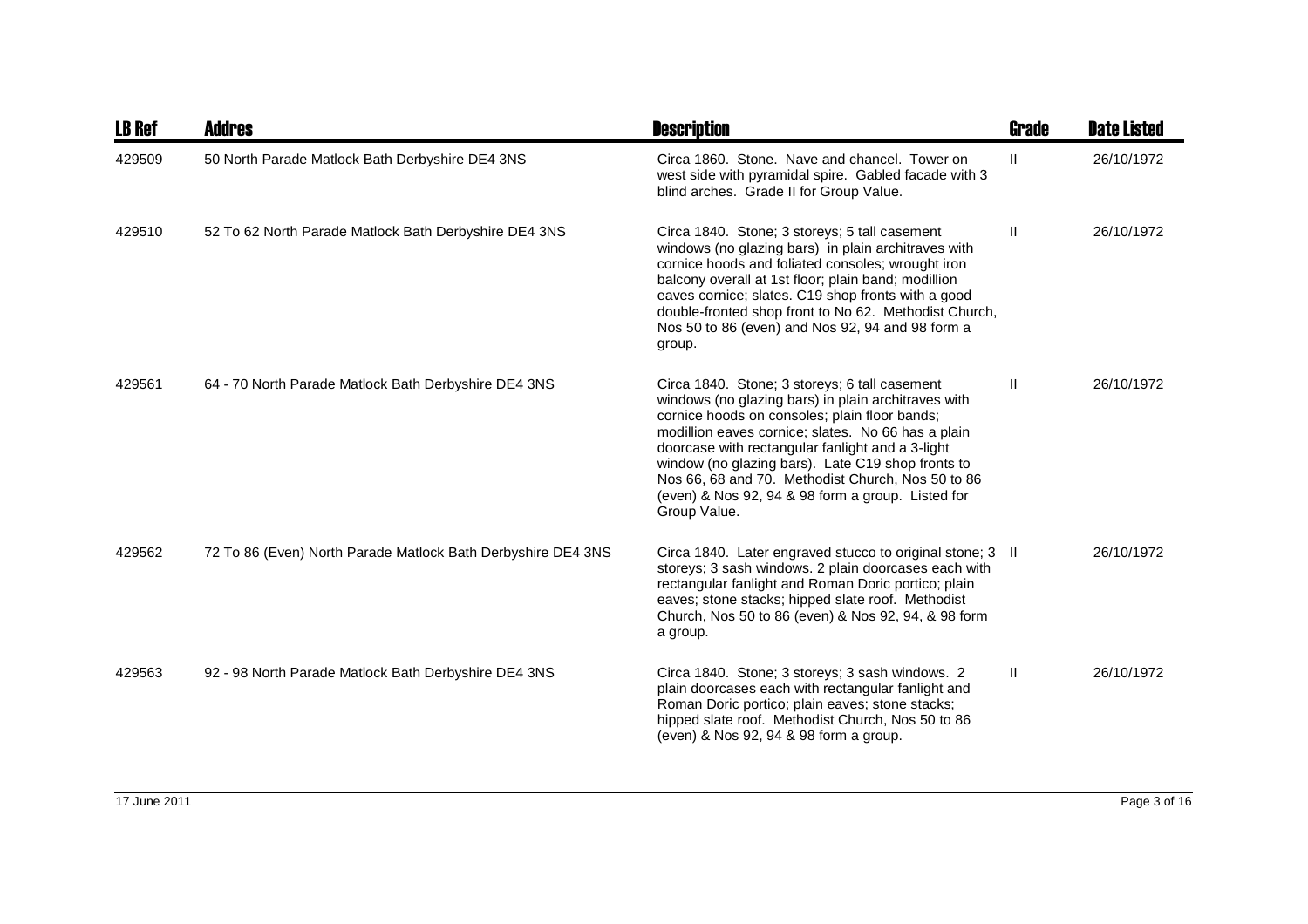| LB Ref | Addres | Description | Grade | Date Listed |
|---|---|---|---|---|
| 429509 | 50 North Parade Matlock Bath Derbyshire DE4 3NS | Circa 1860. Stone. Nave and chancel. Tower on west side with pyramidal spire. Gabled facade with 3 blind arches. Grade II for Group Value. | II | 26/10/1972 |
| 429510 | 52 To 62 North Parade Matlock Bath Derbyshire DE4 3NS | Circa 1840. Stone; 3 storeys; 5 tall casement windows (no glazing bars) in plain architraves with cornice hoods and foliated consoles; wrought iron balcony overall at 1st floor; plain band; modillion eaves cornice; slates. C19 shop fronts with a good double-fronted shop front to No 62. Methodist Church, Nos 50 to 86 (even) and Nos 92, 94 and 98 form a group. | II | 26/10/1972 |
| 429561 | 64 - 70 North Parade Matlock Bath Derbyshire DE4 3NS | Circa 1840. Stone; 3 storeys; 6 tall casement windows (no glazing bars) in plain architraves with cornice hoods on consoles; plain floor bands; modillion eaves cornice; slates. No 66 has a plain doorcase with rectangular fanlight and a 3-light window (no glazing bars). Late C19 shop fronts to Nos 66, 68 and 70. Methodist Church, Nos 50 to 86 (even) & Nos 92, 94 & 98 form a group. Listed for Group Value. | II | 26/10/1972 |
| 429562 | 72 To 86 (Even) North Parade Matlock Bath Derbyshire DE4 3NS | Circa 1840. Later engraved stucco to original stone; 3 storeys; 3 sash windows. 2 plain doorcases each with rectangular fanlight and Roman Doric portico; plain eaves; stone stacks; hipped slate roof. Methodist Church, Nos 50 to 86 (even) & Nos 92, 94, & 98 form a group. | II | 26/10/1972 |
| 429563 | 92 - 98 North Parade Matlock Bath Derbyshire DE4 3NS | Circa 1840. Stone; 3 storeys; 3 sash windows. 2 plain doorcases each with rectangular fanlight and Roman Doric portico; plain eaves; stone stacks; hipped slate roof. Methodist Church, Nos 50 to 86 (even) & Nos 92, 94 & 98 form a group. | II | 26/10/1972 |

17 June 2011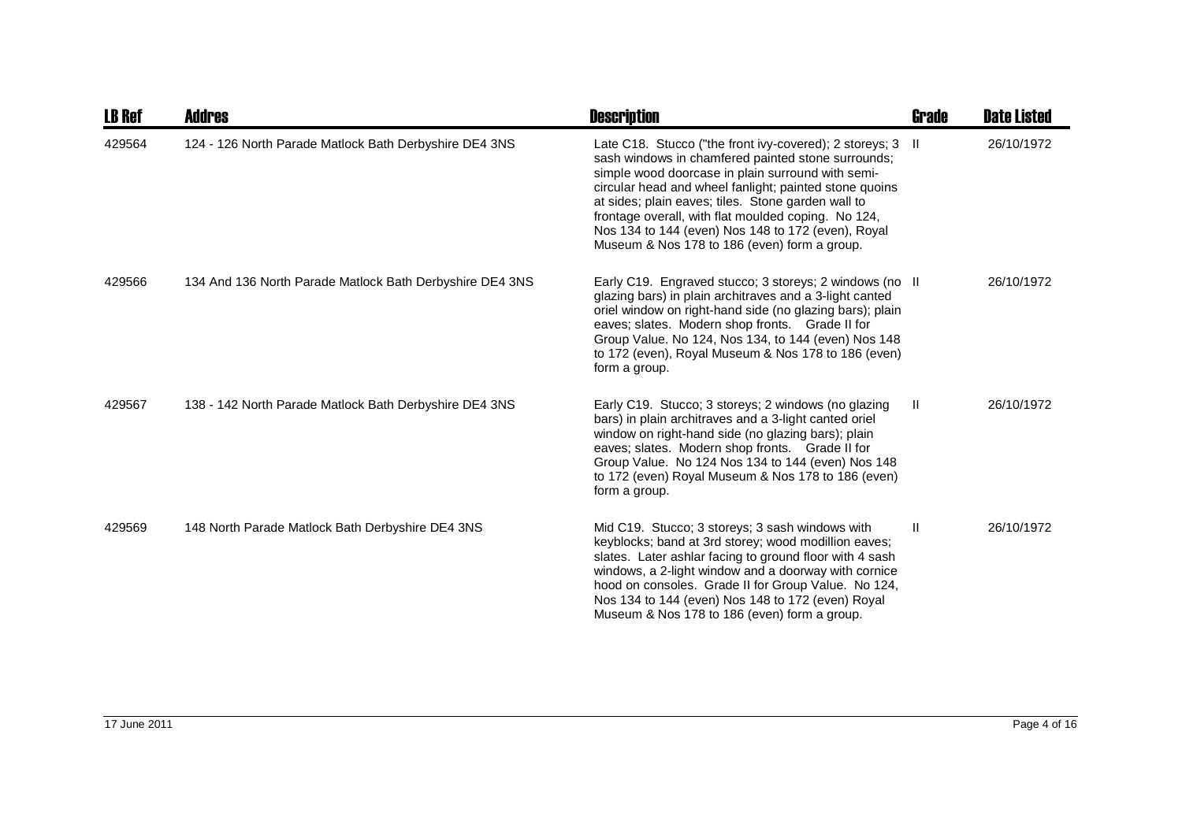| LB Ref | Addres | Description | Grade | Date Listed |
|---|---|---|---|---|
| 429564 | 124 - 126 North Parade Matlock Bath Derbyshire DE4 3NS | Late C18. Stucco ("the front ivy-covered); 2 storeys; 3 sash windows in chamfered painted stone surrounds; simple wood doorcase in plain surround with semi-circular head and wheel fanlight; painted stone quoins at sides; plain eaves; tiles. Stone garden wall to frontage overall, with flat moulded coping. No 124, Nos 134 to 144 (even) Nos 148 to 172 (even), Royal Museum & Nos 178 to 186 (even) form a group. | II | 26/10/1972 |
| 429566 | 134 And 136 North Parade Matlock Bath Derbyshire DE4 3NS | Early C19. Engraved stucco; 3 storeys; 2 windows (no glazing bars) in plain architraves and a 3-light canted oriel window on right-hand side (no glazing bars); plain eaves; slates. Modern shop fronts. Grade II for Group Value. No 124, Nos 134, to 144 (even) Nos 148 to 172 (even), Royal Museum & Nos 178 to 186 (even) form a group. | II | 26/10/1972 |
| 429567 | 138 - 142 North Parade Matlock Bath Derbyshire DE4 3NS | Early C19. Stucco; 3 storeys; 2 windows (no glazing bars) in plain architraves and a 3-light canted oriel window on right-hand side (no glazing bars); plain eaves; slates. Modern shop fronts. Grade II for Group Value. No 124 Nos 134 to 144 (even) Nos 148 to 172 (even) Royal Museum & Nos 178 to 186 (even) form a group. | II | 26/10/1972 |
| 429569 | 148 North Parade Matlock Bath Derbyshire DE4 3NS | Mid C19. Stucco; 3 storeys; 3 sash windows with keyblocks; band at 3rd storey; wood modillion eaves; slates. Later ashlar facing to ground floor with 4 sash windows, a 2-light window and a doorway with cornice hood on consoles. Grade II for Group Value. No 124, Nos 134 to 144 (even) Nos 148 to 172 (even) Royal Museum & Nos 178 to 186 (even) form a group. | II | 26/10/1972 |

17 June 2011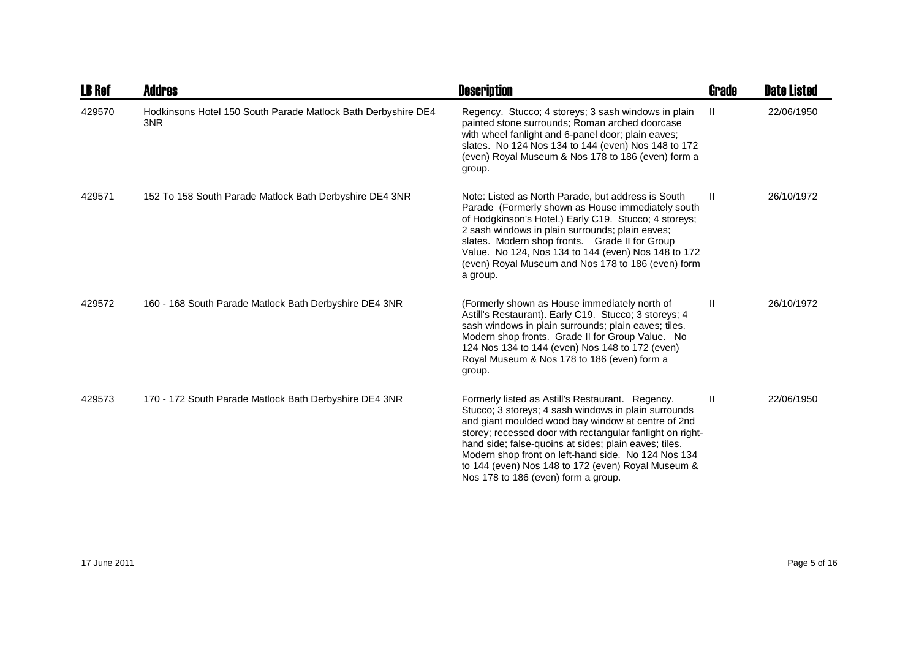| LB Ref | Addres | Description | Grade | Date Listed |
| --- | --- | --- | --- | --- |
| 429570 | Hodkinsons Hotel 150 South Parade Matlock Bath Derbyshire DE4 3NR | Regency. Stucco; 4 storeys; 3 sash windows in plain painted stone surrounds; Roman arched doorcase with wheel fanlight and 6-panel door; plain eaves; slates. No 124 Nos 134 to 144 (even) Nos 148 to 172 (even) Royal Museum & Nos 178 to 186 (even) form a group. | II | 22/06/1950 |
| 429571 | 152 To 158 South Parade Matlock Bath Derbyshire DE4 3NR | Note: Listed as North Parade, but address is South Parade (Formerly shown as House immediately south of Hodgkinson's Hotel.) Early C19. Stucco; 4 storeys; 2 sash windows in plain surrounds; plain eaves; slates. Modern shop fronts. Grade II for Group Value. No 124, Nos 134 to 144 (even) Nos 148 to 172 (even) Royal Museum and Nos 178 to 186 (even) form a group. | II | 26/10/1972 |
| 429572 | 160 - 168 South Parade Matlock Bath Derbyshire DE4 3NR | (Formerly shown as House immediately north of Astill's Restaurant). Early C19. Stucco; 3 storeys; 4 sash windows in plain surrounds; plain eaves; tiles. Modern shop fronts. Grade II for Group Value. No 124 Nos 134 to 144 (even) Nos 148 to 172 (even) Royal Museum & Nos 178 to 186 (even) form a group. | II | 26/10/1972 |
| 429573 | 170 - 172 South Parade Matlock Bath Derbyshire DE4 3NR | Formerly listed as Astill's Restaurant. Regency. Stucco; 3 storeys; 4 sash windows in plain surrounds and giant moulded wood bay window at centre of 2nd storey; recessed door with rectangular fanlight on right-hand side; false-quoins at sides; plain eaves; tiles. Modern shop front on left-hand side. No 124 Nos 134 to 144 (even) Nos 148 to 172 (even) Royal Museum & Nos 178 to 186 (even) form a group. | II | 22/06/1950 |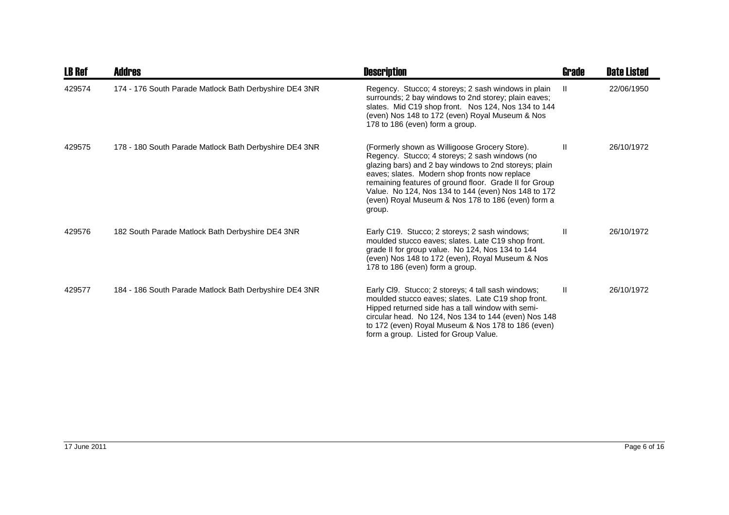| LB Ref | Addres | Description | Grade | Date Listed |
|---|---|---|---|---|
| 429574 | 174 - 176 South Parade Matlock Bath Derbyshire DE4 3NR | Regency. Stucco; 4 storeys; 2 sash windows in plain surrounds; 2 bay windows to 2nd storey; plain eaves; slates. Mid C19 shop front. Nos 124, Nos 134 to 144 (even) Nos 148 to 172 (even) Royal Museum & Nos 178 to 186 (even) form a group. | II | 22/06/1950 |
| 429575 | 178 - 180 South Parade Matlock Bath Derbyshire DE4 3NR | (Formerly shown as Willigoose Grocery Store). Regency. Stucco; 4 storeys; 2 sash windows (no glazing bars) and 2 bay windows to 2nd storeys; plain eaves; slates. Modern shop fronts now replace remaining features of ground floor. Grade II for Group Value. No 124, Nos 134 to 144 (even) Nos 148 to 172 (even) Royal Museum & Nos 178 to 186 (even) form a group. | II | 26/10/1972 |
| 429576 | 182 South Parade Matlock Bath Derbyshire DE4 3NR | Early C19. Stucco; 2 storeys; 2 sash windows; moulded stucco eaves; slates. Late C19 shop front. grade II for group value. No 124, Nos 134 to 144 (even) Nos 148 to 172 (even), Royal Museum & Nos 178 to 186 (even) form a group. | II | 26/10/1972 |
| 429577 | 184 - 186 South Parade Matlock Bath Derbyshire DE4 3NR | Early Cl9. Stucco; 2 storeys; 4 tall sash windows; moulded stucco eaves; slates. Late C19 shop front. Hipped returned side has a tall window with semi-circular head. No 124, Nos 134 to 144 (even) Nos 148 to 172 (even) Royal Museum & Nos 178 to 186 (even) form a group. Listed for Group Value. | II | 26/10/1972 |

17 June 2011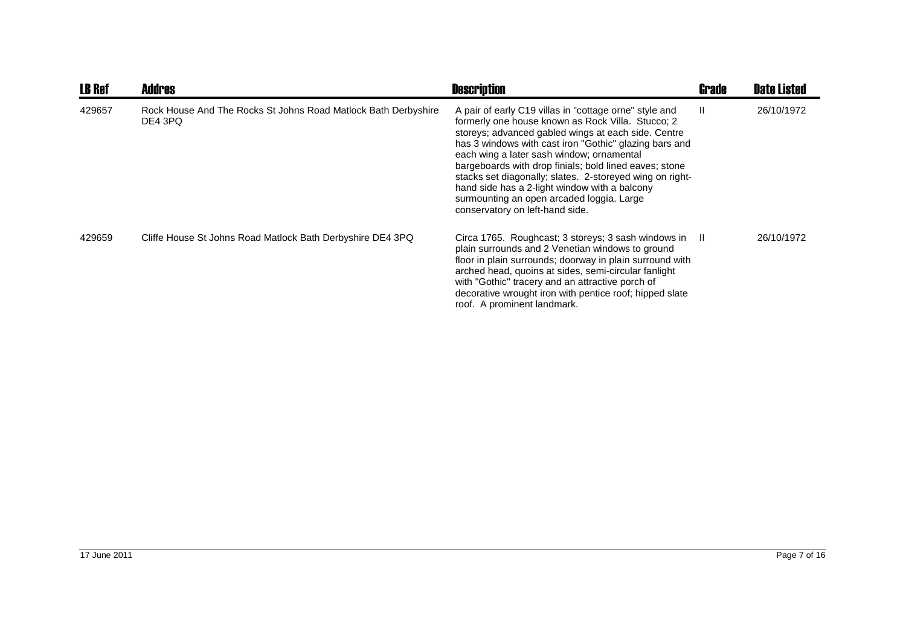| LB Ref | Addres | Description | Grade | Date Listed |
|---|---|---|---|---|
| 429657 | Rock House And The Rocks St Johns Road Matlock Bath Derbyshire DE4 3PQ | A pair of early C19 villas in "cottage orne" style and formerly one house known as Rock Villa. Stucco; 2 storeys; advanced gabled wings at each side. Centre has 3 windows with cast iron "Gothic" glazing bars and each wing a later sash window; ornamental bargeboards with drop finials; bold lined eaves; stone stacks set diagonally; slates. 2-storeyed wing on right-hand side has a 2-light window with a balcony surmounting an open arcaded loggia. Large conservatory on left-hand side. | II | 26/10/1972 |
| 429659 | Cliffe House St Johns Road Matlock Bath Derbyshire DE4 3PQ | Circa 1765. Roughcast; 3 storeys; 3 sash windows in plain surrounds and 2 Venetian windows to ground floor in plain surrounds; doorway in plain surround with arched head, quoins at sides, semi-circular fanlight with "Gothic" tracery and an attractive porch of decorative wrought iron with pentice roof; hipped slate roof. A prominent landmark. | II | 26/10/1972 |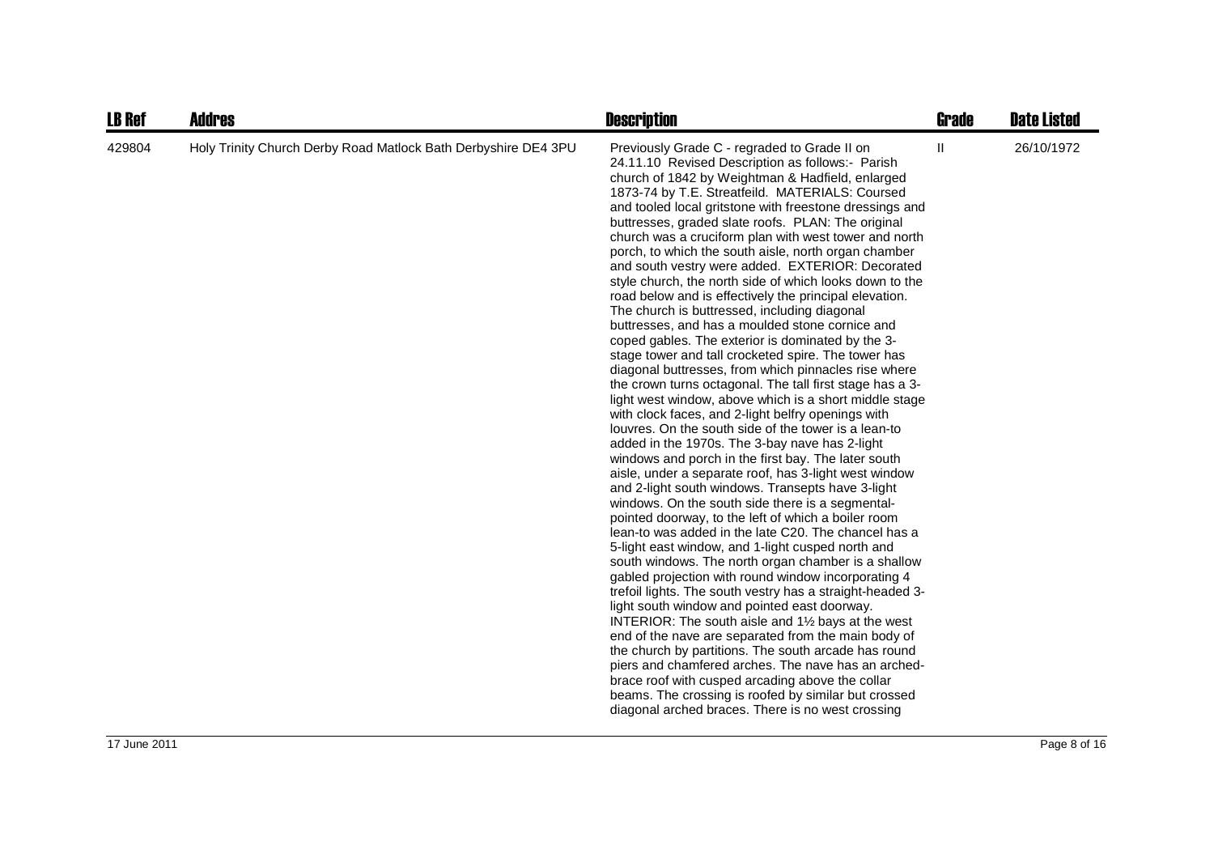| LB Ref | Addres | Description | Grade | Date Listed |
|---|---|---|---|---|
| 429804 | Holy Trinity Church Derby Road Matlock Bath Derbyshire DE4 3PU | Previously Grade C - regraded to Grade II on 24.11.10 Revised Description as follows:- Parish church of 1842 by Weightman & Hadfield, enlarged 1873-74 by T.E. Streatfeild. MATERIALS: Coursed and tooled local gritstone with freestone dressings and buttresses, graded slate roofs. PLAN: The original church was a cruciform plan with west tower and north porch, to which the south aisle, north organ chamber and south vestry were added. EXTERIOR: Decorated style church, the north side of which looks down to the road below and is effectively the principal elevation. The church is buttressed, including diagonal buttresses, and has a moulded stone cornice and coped gables. The exterior is dominated by the 3-stage tower and tall crocketed spire. The tower has diagonal buttresses, from which pinnacles rise where the crown turns octagonal. The tall first stage has a 3-light west window, above which is a short middle stage with clock faces, and 2-light belfry openings with louvres. On the south side of the tower is a lean-to added in the 1970s. The 3-bay nave has 2-light windows and porch in the first bay. The later south aisle, under a separate roof, has 3-light west window and 2-light south windows. Transepts have 3-light windows. On the south side there is a segmental-pointed doorway, to the left of which a boiler room lean-to was added in the late C20. The chancel has a 5-light east window, and 1-light cusped north and south windows. The north organ chamber is a shallow gabled projection with round window incorporating 4 trefoil lights. The south vestry has a straight-headed 3-light south window and pointed east doorway. INTERIOR: The south aisle and 1½ bays at the west end of the nave are separated from the main body of the church by partitions. The south arcade has round piers and chamfered arches. The nave has an arched-brace roof with cusped arcading above the collar beams. The crossing is roofed by similar but crossed diagonal arched braces. There is no west crossing | II | 26/10/1972 |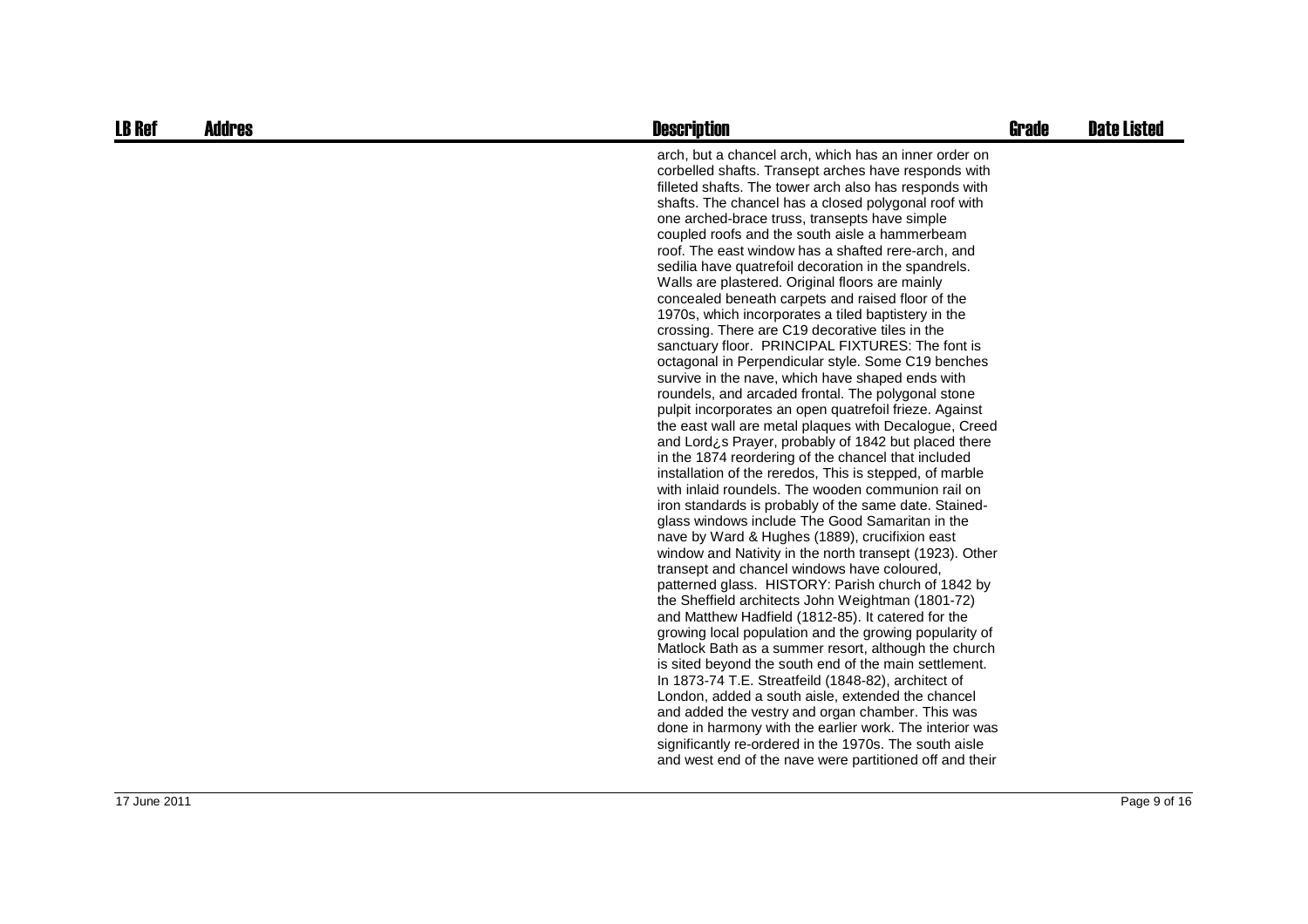| LB Ref | Addres | Description | Grade | Date Listed |
|---|---|---|---|---|
| | | arch, but a chancel arch, which has an inner order on corbelled shafts. Transept arches have responds with filleted shafts. The tower arch also has responds with shafts. The chancel has a closed polygonal roof with one arched-brace truss, transepts have simple coupled roofs and the south aisle a hammerbeam roof. The east window has a shafted rere-arch, and sedilia have quatrefoil decoration in the spandrels. Walls are plastered. Original floors are mainly concealed beneath carpets and raised floor of the 1970s, which incorporates a tiled baptistery in the crossing. There are C19 decorative tiles in the sanctuary floor. PRINCIPAL FIXTURES: The font is octagonal in Perpendicular style. Some C19 benches survive in the nave, which have shaped ends with roundels, and arcaded frontal. The polygonal stone pulpit incorporates an open quatrefoil frieze. Against the east wall are metal plaques with Decalogue, Creed and Lord¿s Prayer, probably of 1842 but placed there in the 1874 reordering of the chancel that included installation of the reredos, This is stepped, of marble with inlaid roundels. The wooden communion rail on iron standards is probably of the same date. Stained-glass windows include The Good Samaritan in the nave by Ward & Hughes (1889), crucifixion east window and Nativity in the north transept (1923). Other transept and chancel windows have coloured, patterned glass. HISTORY: Parish church of 1842 by the Sheffield architects John Weightman (1801-72) and Matthew Hadfield (1812-85). It catered for the growing local population and the growing popularity of Matlock Bath as a summer resort, although the church is sited beyond the south end of the main settlement. In 1873-74 T.E. Streatfeild (1848-82), architect of London, added a south aisle, extended the chancel and added the vestry and organ chamber. This was done in harmony with the earlier work. The interior was significantly re-ordered in the 1970s. The south aisle and west end of the nave were partitioned off and their | | |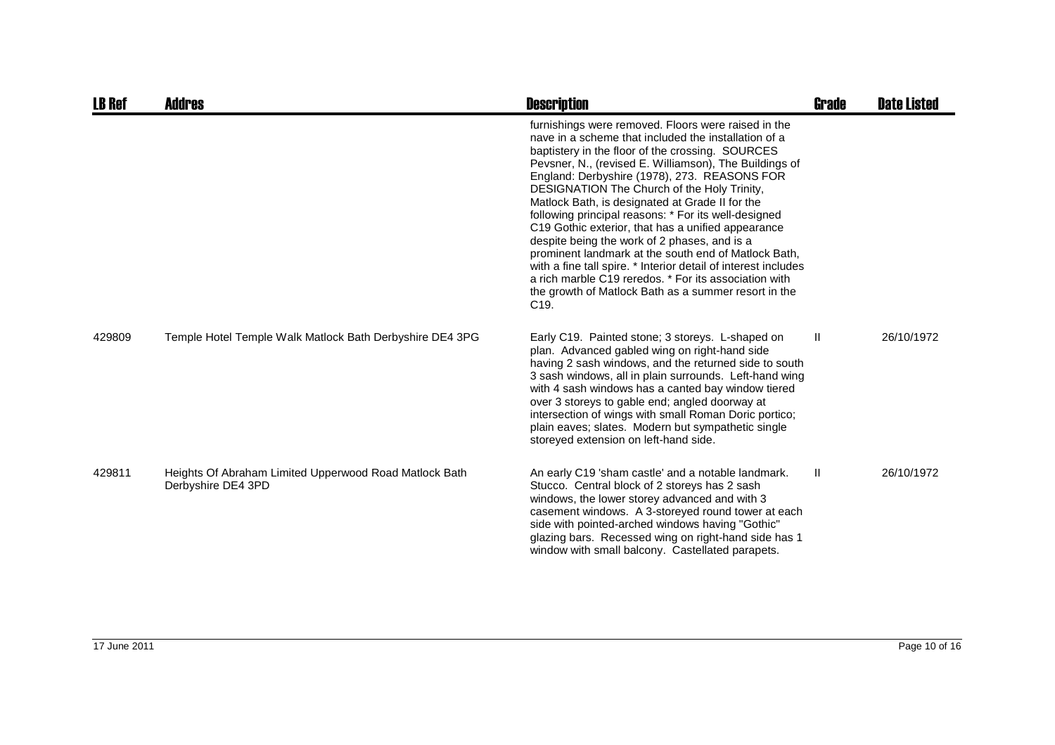| LB Ref | Addres | Description | Grade | Date Listed |
|---|---|---|---|---|
| | | furnishings were removed. Floors were raised in the nave in a scheme that included the installation of a baptistery in the floor of the crossing. SOURCES Pevsner, N., (revised E. Williamson), The Buildings of England: Derbyshire (1978), 273. REASONS FOR DESIGNATION The Church of the Holy Trinity, Matlock Bath, is designated at Grade II for the following principal reasons: * For its well-designed C19 Gothic exterior, that has a unified appearance despite being the work of 2 phases, and is a prominent landmark at the south end of Matlock Bath, with a fine tall spire. * Interior detail of interest includes a rich marble C19 reredos. * For its association with the growth of Matlock Bath as a summer resort in the C19. | | |
| 429809 | Temple Hotel Temple Walk Matlock Bath Derbyshire DE4 3PG | Early C19. Painted stone; 3 storeys. L-shaped on plan. Advanced gabled wing on right-hand side having 2 sash windows, and the returned side to south 3 sash windows, all in plain surrounds. Left-hand wing with 4 sash windows has a canted bay window tiered over 3 storeys to gable end; angled doorway at intersection of wings with small Roman Doric portico; plain eaves; slates. Modern but sympathetic single storeyed extension on left-hand side. | II | 26/10/1972 |
| 429811 | Heights Of Abraham Limited Upperwood Road Matlock Bath Derbyshire DE4 3PD | An early C19 'sham castle' and a notable landmark. Stucco. Central block of 2 storeys has 2 sash windows, the lower storey advanced and with 3 casement windows. A 3-storeyed round tower at each side with pointed-arched windows having "Gothic" glazing bars. Recessed wing on right-hand side has 1 window with small balcony. Castellated parapets. | II | 26/10/1972 |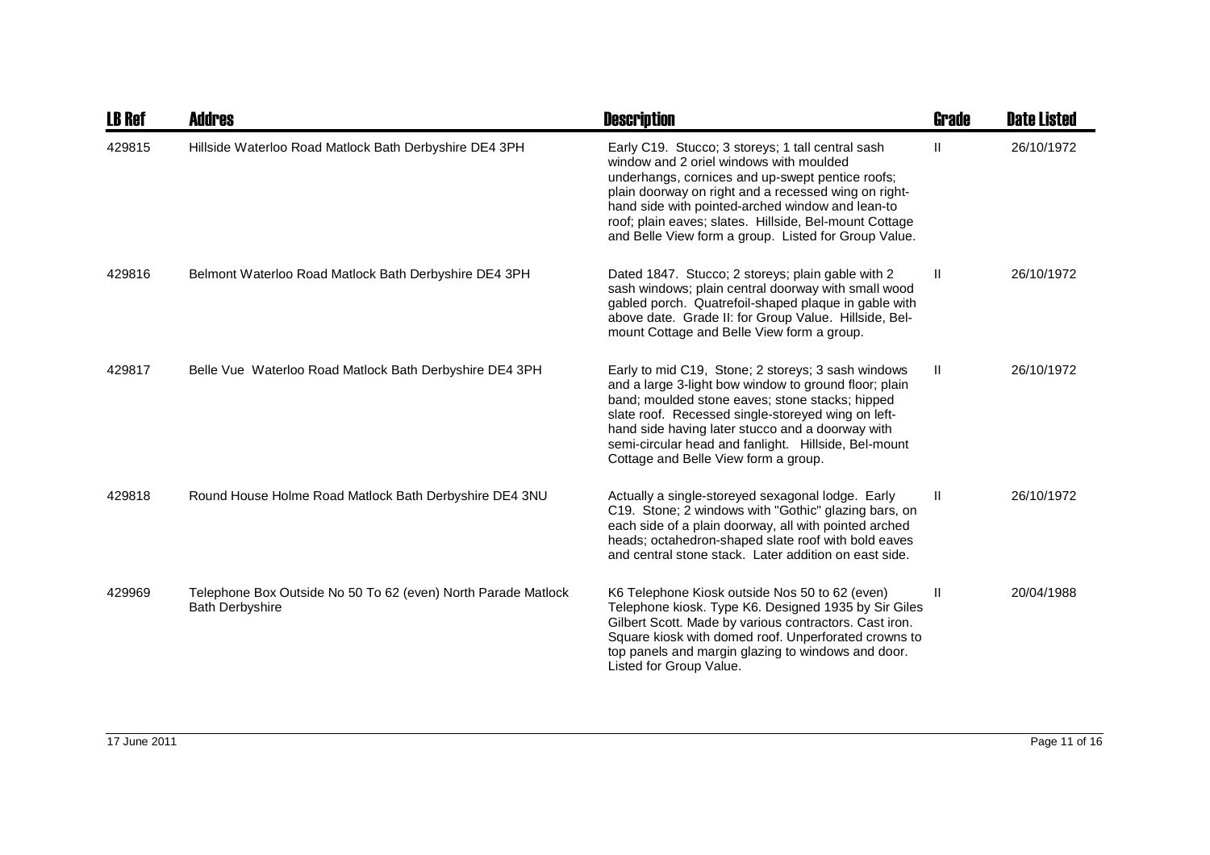| LB Ref | Addres | Description | Grade | Date Listed |
| --- | --- | --- | --- | --- |
| 429815 | Hillside Waterloo Road Matlock Bath Derbyshire DE4 3PH | Early C19. Stucco; 3 storeys; 1 tall central sash window and 2 oriel windows with moulded underhangs, cornices and up-swept pentice roofs; plain doorway on right and a recessed wing on right-hand side with pointed-arched window and lean-to roof; plain eaves; slates. Hillside, Bel-mount Cottage and Belle View form a group. Listed for Group Value. | II | 26/10/1972 |
| 429816 | Belmont Waterloo Road Matlock Bath Derbyshire DE4 3PH | Dated 1847. Stucco; 2 storeys; plain gable with 2 sash windows; plain central doorway with small wood gabled porch. Quatrefoil-shaped plaque in gable with above date. Grade II: for Group Value. Hillside, Bel-mount Cottage and Belle View form a group. | II | 26/10/1972 |
| 429817 | Belle Vue Waterloo Road Matlock Bath Derbyshire DE4 3PH | Early to mid C19, Stone; 2 storeys; 3 sash windows and a large 3-light bow window to ground floor; plain band; moulded stone eaves; stone stacks; hipped slate roof. Recessed single-storeyed wing on left-hand side having later stucco and a doorway with semi-circular head and fanlight. Hillside, Bel-mount Cottage and Belle View form a group. | II | 26/10/1972 |
| 429818 | Round House Holme Road Matlock Bath Derbyshire DE4 3NU | Actually a single-storeyed sexagonal lodge. Early C19. Stone; 2 windows with "Gothic" glazing bars, on each side of a plain doorway, all with pointed arched heads; octahedron-shaped slate roof with bold eaves and central stone stack. Later addition on east side. | II | 26/10/1972 |
| 429969 | Telephone Box Outside No 50 To 62 (even) North Parade Matlock Bath Derbyshire | K6 Telephone Kiosk outside Nos 50 to 62 (even) Telephone kiosk. Type K6. Designed 1935 by Sir Giles Gilbert Scott. Made by various contractors. Cast iron. Square kiosk with domed roof. Unperforated crowns to top panels and margin glazing to windows and door. Listed for Group Value. | II | 20/04/1988 |

17 June 2011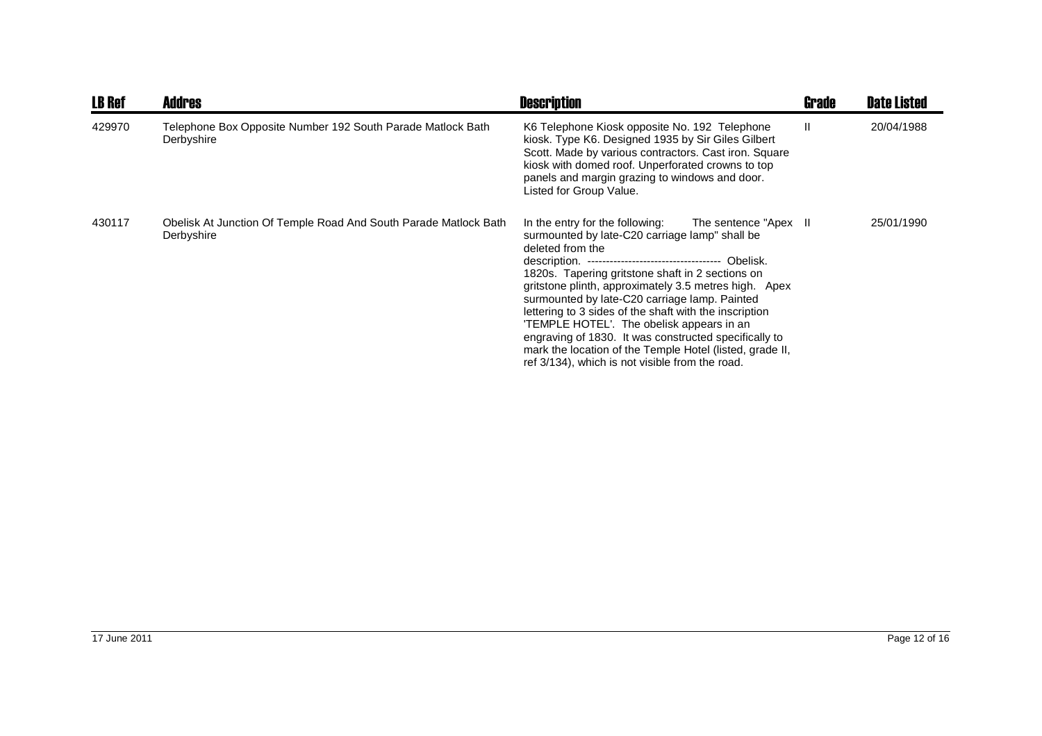| LB Ref | Addres | Description | Grade | Date Listed |
|---|---|---|---|---|
| 429970 | Telephone Box Opposite Number 192 South Parade Matlock Bath Derbyshire | K6 Telephone Kiosk opposite No. 192 Telephone kiosk. Type K6. Designed 1935 by Sir Giles Gilbert Scott. Made by various contractors. Cast iron. Square kiosk with domed roof. Unperforated crowns to top panels and margin grazing to windows and door. Listed for Group Value. | II | 20/04/1988 |
| 430117 | Obelisk At Junction Of Temple Road And South Parade Matlock Bath Derbyshire | In the entry for the following: The sentence "Apex surmounted by late-C20 carriage lamp" shall be deleted from the description. ------------------------------------ Obelisk. 1820s. Tapering gritstone shaft in 2 sections on gritstone plinth, approximately 3.5 metres high. Apex surmounted by late-C20 carriage lamp. Painted lettering to 3 sides of the shaft with the inscription 'TEMPLE HOTEL'. The obelisk appears in an engraving of 1830. It was constructed specifically to mark the location of the Temple Hotel (listed, grade II, ref 3/134), which is not visible from the road. | II | 25/01/1990 |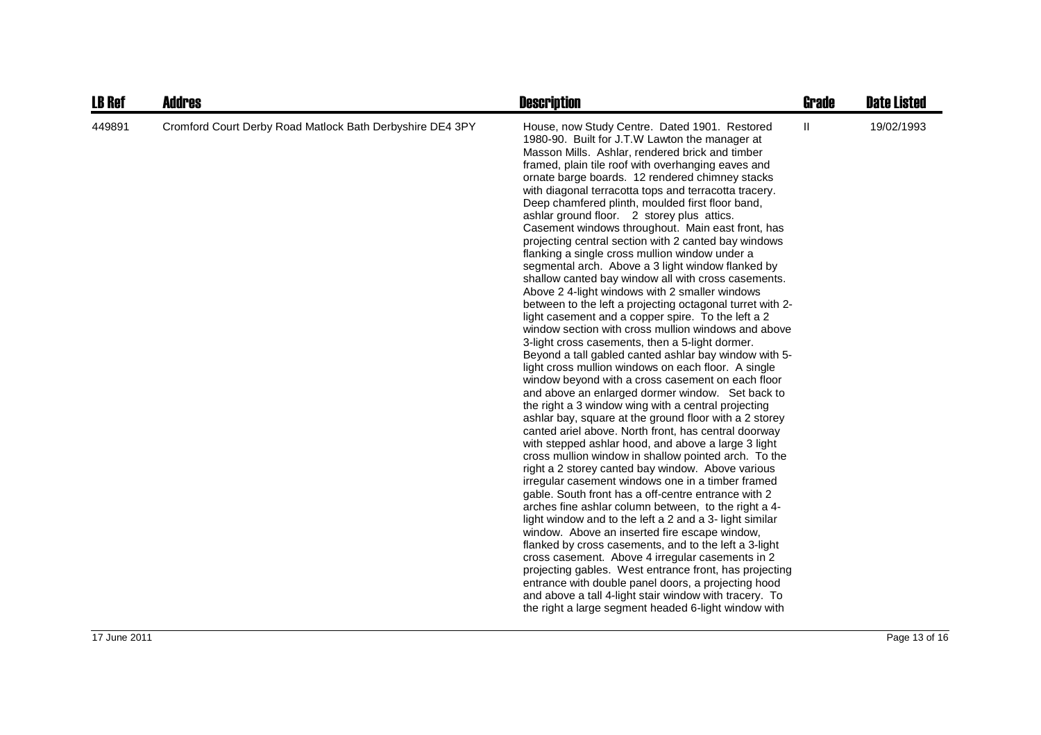| LB Ref | Addres | Description | Grade | Date Listed |
|---|---|---|---|---|
| 449891 | Cromford Court Derby Road Matlock Bath Derbyshire DE4 3PY | House, now Study Centre. Dated 1901. Restored 1980-90. Built for J.T.W Lawton the manager at Masson Mills. Ashlar, rendered brick and timber framed, plain tile roof with overhanging eaves and ornate barge boards. 12 rendered chimney stacks with diagonal terracotta tops and terracotta tracery. Deep chamfered plinth, moulded first floor band, ashlar ground floor. 2 storey plus attics. Casement windows throughout. Main east front, has projecting central section with 2 canted bay windows flanking a single cross mullion window under a segmental arch. Above a 3 light window flanked by shallow canted bay window all with cross casements. Above 2 4-light windows with 2 smaller windows between to the left a projecting octagonal turret with 2-light casement and a copper spire. To the left a 2 window section with cross mullion windows and above 3-light cross casements, then a 5-light dormer. Beyond a tall gabled canted ashlar bay window with 5-light cross mullion windows on each floor. A single window beyond with a cross casement on each floor and above an enlarged dormer window. Set back to the right a 3 window wing with a central projecting ashlar bay, square at the ground floor with a 2 storey canted ariel above. North front, has central doorway with stepped ashlar hood, and above a large 3 light cross mullion window in shallow pointed arch. To the right a 2 storey canted bay window. Above various irregular casement windows one in a timber framed gable. South front has a off-centre entrance with 2 arches fine ashlar column between, to the right a 4-light window and to the left a 2 and a 3- light similar window. Above an inserted fire escape window, flanked by cross casements, and to the left a 3-light cross casement. Above 4 irregular casements in 2 projecting gables. West entrance front, has projecting entrance with double panel doors, a projecting hood and above a tall 4-light stair window with tracery. To the right a large segment headed 6-light window with | II | 19/02/1993 |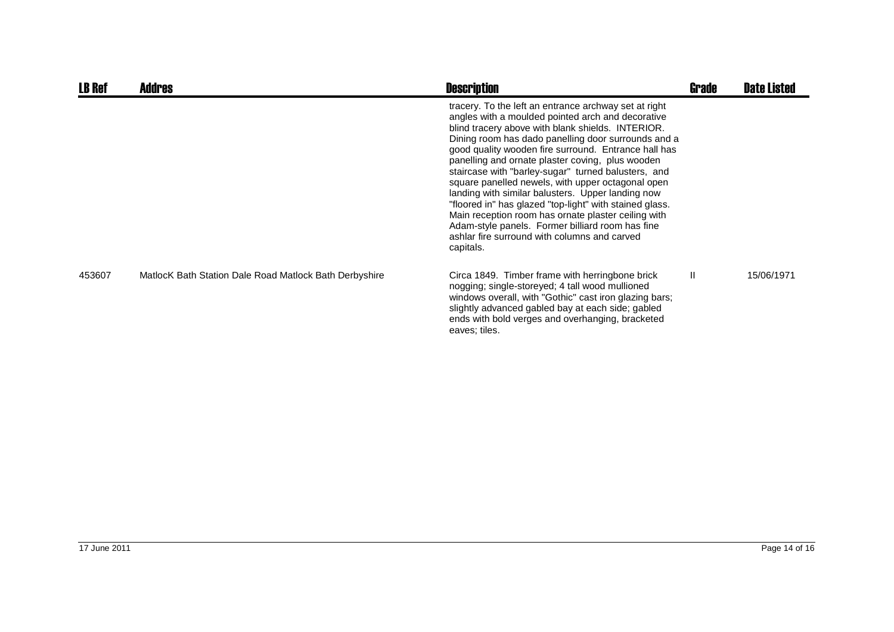| LB Ref | Addres | Description | Grade | Date Listed |
|---|---|---|---|---|
| | | tracery. To the left an entrance archway set at right angles with a moulded pointed arch and decorative blind tracery above with blank shields. INTERIOR. Dining room has dado panelling door surrounds and a good quality wooden fire surround. Entrance hall has panelling and ornate plaster coving, plus wooden staircase with "barley-sugar" turned balusters, and square panelled newels, with upper octagonal open landing with similar balusters. Upper landing now "floored in" has glazed "top-light" with stained glass. Main reception room has ornate plaster ceiling with Adam-style panels. Former billiard room has fine ashlar fire surround with columns and carved capitals. | | |
| 453607 | MatlocK Bath Station Dale Road Matlock Bath Derbyshire | Circa 1849. Timber frame with herringbone brick nogging; single-storeyed; 4 tall wood mullioned windows overall, with "Gothic" cast iron glazing bars; slightly advanced gabled bay at each side; gabled ends with bold verges and overhanging, bracketed eaves; tiles. | II | 15/06/1971 |

17 June 2011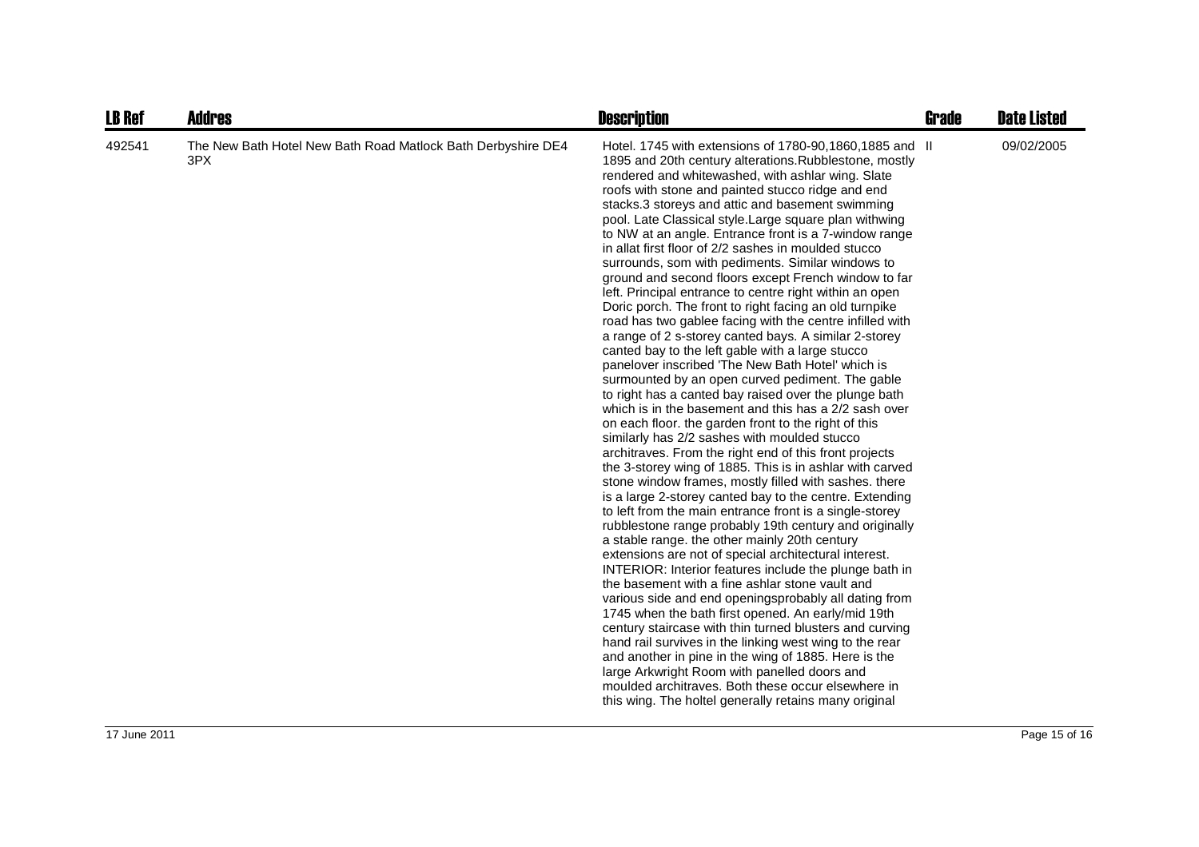| LB Ref | Addres | Description | Grade | Date Listed |
| --- | --- | --- | --- | --- |
| 492541 | The New Bath Hotel New Bath Road Matlock Bath Derbyshire DE4 3PX | Hotel. 1745 with extensions of 1780-90,1860,1885 and 1895 and 20th century alterations.Rubblestone, mostly rendered and whitewashed, with ashlar wing. Slate roofs with stone and painted stucco ridge and end stacks.3 storeys and attic and basement swimming pool. Late Classical style.Large square plan withwing to NW at an angle. Entrance front is a 7-window range in allat first floor of 2/2 sashes in moulded stucco surrounds, som with pediments. Similar windows to ground and second floors except French window to far left. Principal entrance to centre right within an open Doric porch. The front to right facing an old turnpike road has two gablee facing with the centre infilled with a range of 2 s-storey canted bays. A similar 2-storey canted bay to the left gable with a large stucco panelover inscribed 'The New Bath Hotel' which is surmounted by an open curved pediment. The gable to right has a canted bay raised over the plunge bath which is in the basement and this has a 2/2 sash over on each floor. the garden front to the right of this similarly has 2/2 sashes with moulded stucco architraves. From the right end of this front projects the 3-storey wing of 1885. This is in ashlar with carved stone window frames, mostly filled with sashes. there is a large 2-storey canted bay to the centre. Extending to left from the main entrance front is a single-storey rubblestone range probably 19th century and originally a stable range. the other mainly 20th century extensions are not of special architectural interest. INTERIOR: Interior features include the plunge bath in the basement with a fine ashlar stone vault and various side and end openingsprobably all dating from 1745 when the bath first opened. An early/mid 19th century staircase with thin turned blusters and curving hand rail survives in the linking west wing to the rear and another in pine in the wing of 1885. Here is the large Arkwright Room with panelled doors and moulded architraves. Both these occur elsewhere in this wing. The holtel generally retains many original | II | 09/02/2005 |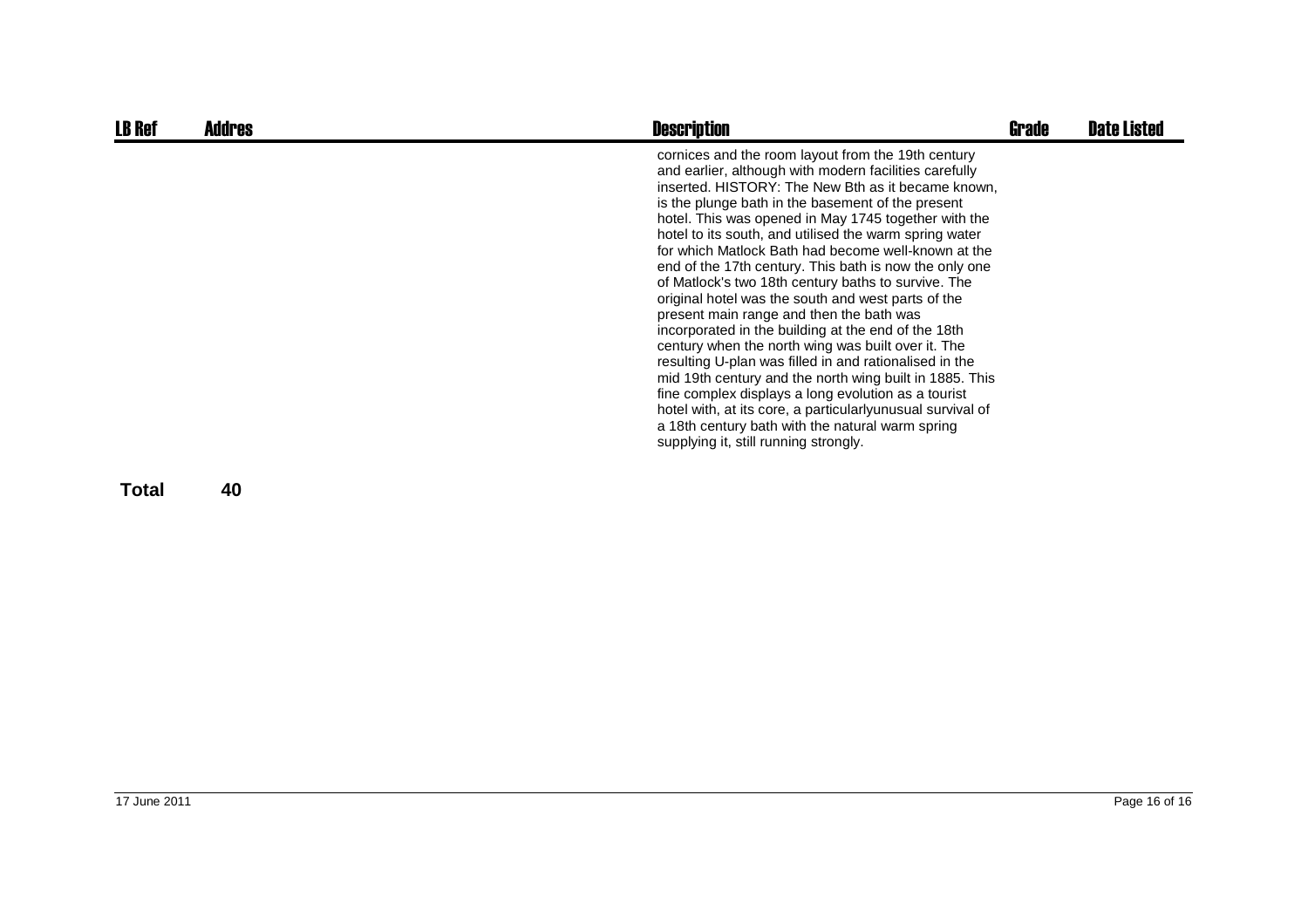| LB Ref | Addres | Description | Grade | Date Listed |
|---|---|---|---|---|
| | | cornices and the room layout from the 19th century and earlier, although with modern facilities carefully inserted. HISTORY: The New Bth as it became known, is the plunge bath in the basement of the present hotel. This was opened in May 1745 together with the hotel to its south, and utilised the warm spring water for which Matlock Bath had become well-known at the end of the 17th century. This bath is now the only one of Matlock's two 18th century baths to survive. The original hotel was the south and west parts of the present main range and then the bath was incorporated in the building at the end of the 18th century when the north wing was built over it. The resulting U-plan was filled in and rationalised in the mid 19th century and the north wing built in 1885. This fine complex displays a long evolution as a tourist hotel with, at its core, a particularlyunusual survival of a 18th century bath with the natural warm spring supplying it, still running strongly. | | |

**Total** **40**

17 June 2011